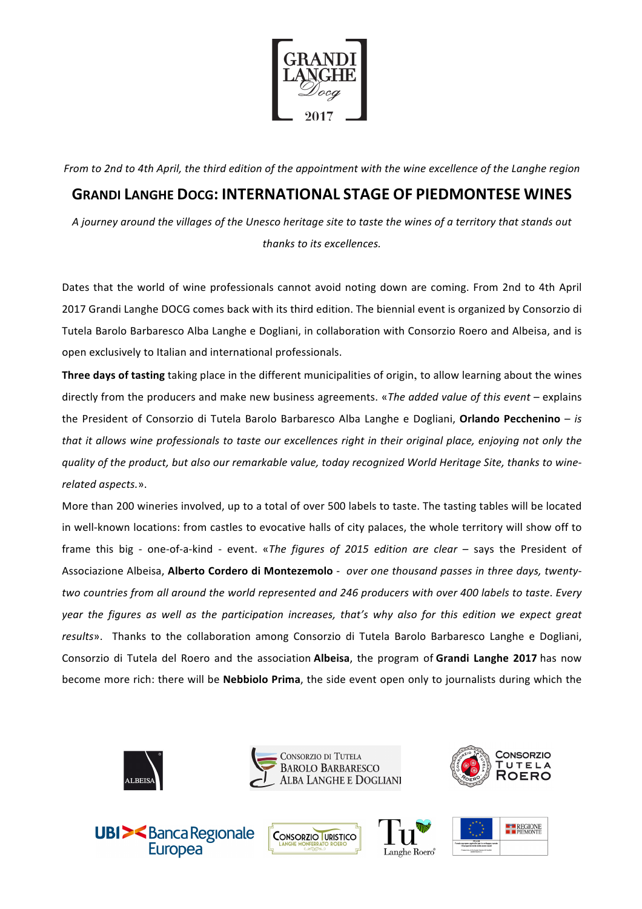GRANDI LANGHE Docg 2017

*From to 2nd to 4th April, the third edition of the appointment with the wine excellence of the Langhe region*

# GRANDI LANGHE DOCG: INTERNATIONAL STAGE OF PIEDMONTESE WINES

*A journey around the villages of the Unesco heritage site to taste the wines of a territory that stands out thanks to its excellences.*

Dates that the world of wine professionals cannot avoid noting down are coming. From 2nd to 4th April 2017 Grandi Langhe DOCG comes back with its third edition. The biennial event is organized by Consorzio di Tutela Barolo Barbaresco Alba Langhe e Dogliani, in collaboration with Consorzio Roero and Albeisa, and is open exclusively to Italian and international professionals.

**Three days of tasting** taking place in the different municipalities of origin, to allow learning about the wines directly from the producers and make new business agreements. «*The added value of this event* – explains the President of Consorzio di Tutela Barolo Barbaresco Alba Langhe e Dogliani, **Orlando Pecchenino** – *is that it allows wine professionals to taste our excellences right in their original place, enjoying not only the quality of the product, but also our remarkable value, today recognized World Heritage Site, thanks to wine-related aspects.*».

More than 200 wineries involved, up to a total of over 500 labels to taste. The tasting tables will be located in well-known locations: from castles to evocative halls of city palaces, the whole territory will show off to frame this big - one-of-a-kind - event. «*The figures of 2015 edition are clear* – says the President of Associazione Albeisa, **Alberto Cordero di Montezemolo** - *over one thousand passes in three days, twenty-two countries from all around the world represented and 246 producers with over 400 labels to taste. Every year the figures as well as the participation increases, that's why also for this edition we expect great results*». Thanks to the collaboration among Consorzio di Tutela Barolo Barbaresco Langhe e Dogliani, Consorzio di Tutela del Roero and the association **Albeisa**, the program of **Grandi Langhe 2017** has now become more rich: there will be **Nebbiolo Prima**, the side event open only to journalists during which the

ALBEISA | Consorzio di Tutela Barolo Barbaresco Alba Langhe e Dogliani | Consorzio Tutela Roero

UBI Banca Regionale Europea | Consorzio Turistico Langhe Monferrato Roero | Tu Langhe Roero | Regione Piemonte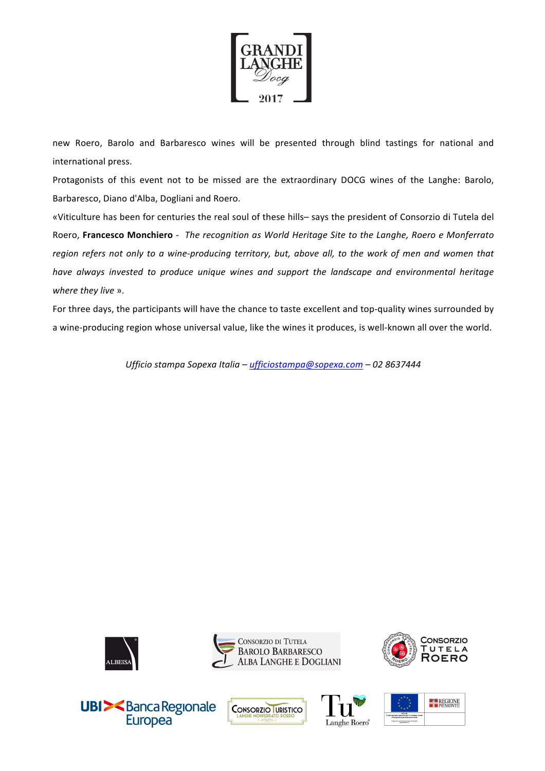new Roero, Barolo and Barbaresco wines will be presented through blind tastings for national and international press.

Protagonists of this event not to be missed are the extraordinary DOCG wines of the Langhe: Barolo, Barbaresco, Diano d'Alba, Dogliani and Roero.

«Viticulture has been for centuries the real soul of these hills– says the president of Consorzio di Tutela del Roero, **Francesco Monchiero** - *The recognition as World Heritage Site to the Langhe, Roero e Monferrato region refers not only to a wine-producing territory, but, above all, to the work of men and women that have always invested to produce unique wines and support the landscape and environmental heritage where they live* ».

For three days, the participants will have the chance to taste excellent and top-quality wines surrounded by a wine-producing region whose universal value, like the wines it produces, is well-known all over the world.

*Ufficio stampa Sopexa Italia – ufficiostampa@sopexa.com – 02 8637444*